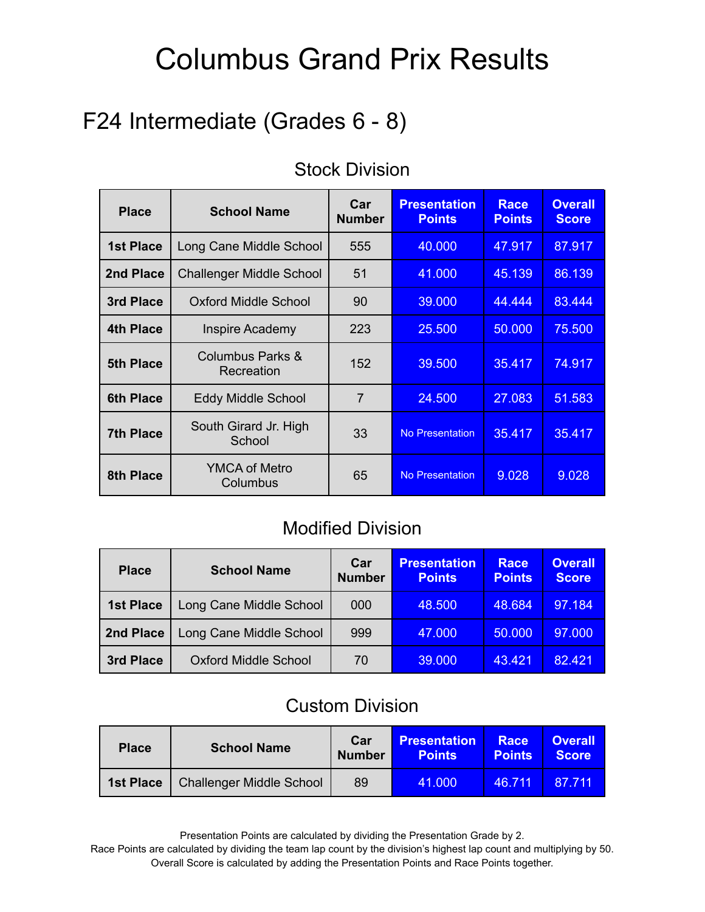# Columbus Grand Prix Results

## F24 Intermediate (Grades 6 - 8)

### Stock Division

| Place | School Name | Car Number | Presentation Points | Race Points | Overall Score |
|---|---|---|---|---|---|
| 1st Place | Long Cane Middle School | 555 | 40.000 | 47.917 | 87.917 |
| 2nd Place | Challenger Middle School | 51 | 41.000 | 45.139 | 86.139 |
| 3rd Place | Oxford Middle School | 90 | 39.000 | 44.444 | 83.444 |
| 4th Place | Inspire Academy | 223 | 25.500 | 50.000 | 75.500 |
| 5th Place | Columbus Parks & Recreation | 152 | 39.500 | 35.417 | 74.917 |
| 6th Place | Eddy Middle School | 7 | 24.500 | 27.083 | 51.583 |
| 7th Place | South Girard Jr. High School | 33 | No Presentation | 35.417 | 35.417 |
| 8th Place | YMCA of Metro Columbus | 65 | No Presentation | 9.028 | 9.028 |

### Modified Division

| Place | School Name | Car Number | Presentation Points | Race Points | Overall Score |
|---|---|---|---|---|---|
| 1st Place | Long Cane Middle School | 000 | 48.500 | 48.684 | 97.184 |
| 2nd Place | Long Cane Middle School | 999 | 47.000 | 50.000 | 97.000 |
| 3rd Place | Oxford Middle School | 70 | 39.000 | 43.421 | 82.421 |

### Custom Division

| Place | School Name | Car Number | Presentation Points | Race Points | Overall Score |
|---|---|---|---|---|---|
| 1st Place | Challenger Middle School | 89 | 41.000 | 46.711 | 87.711 |

Presentation Points are calculated by dividing the Presentation Grade by 2.
Race Points are calculated by dividing the team lap count by the division's highest lap count and multiplying by 50.
Overall Score is calculated by adding the Presentation Points and Race Points together.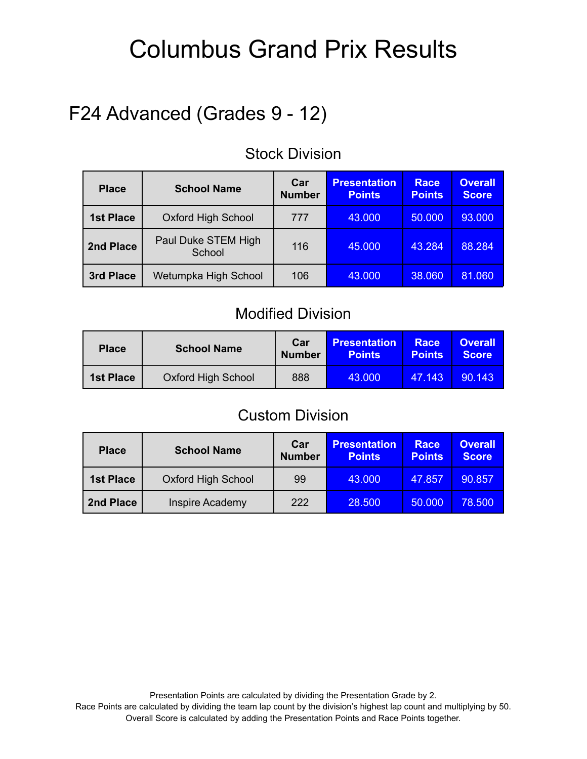# Columbus Grand Prix Results

## F24 Advanced (Grades 9 - 12)

### Stock Division

| Place | School Name | Car Number | Presentation Points | Race Points | Overall Score |
|---|---|---|---|---|---|
| **1st Place** | Oxford High School | 777 | 43.000 | 50.000 | 93.000 |
| **2nd Place** | Paul Duke STEM High School | 116 | 45.000 | 43.284 | 88.284 |
| **3rd Place** | Wetumpka High School | 106 | 43.000 | 38.060 | 81.060 |

### Modified Division

| Place | School Name | Car Number | Presentation Points | Race Points | Overall Score |
|---|---|---|---|---|---|
| **1st Place** | Oxford High School | 888 | 43.000 | 47.143 | 90.143 |

### Custom Division

| Place | School Name | Car Number | Presentation Points | Race Points | Overall Score |
|---|---|---|---|---|---|
| **1st Place** | Oxford High School | 99 | 43.000 | 47.857 | 90.857 |
| **2nd Place** | Inspire Academy | 222 | 28.500 | 50.000 | 78.500 |

Presentation Points are calculated by dividing the Presentation Grade by 2.
Race Points are calculated by dividing the team lap count by the division's highest lap count and multiplying by 50.
Overall Score is calculated by adding the Presentation Points and Race Points together.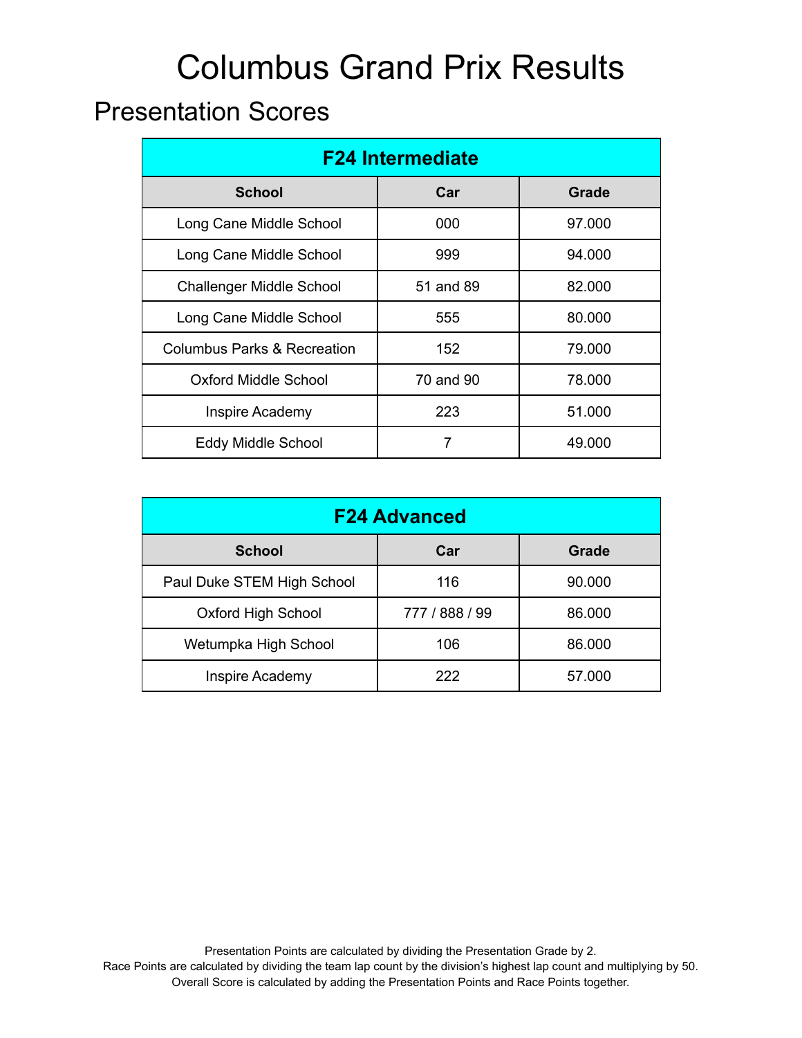# Columbus Grand Prix Results

## Presentation Scores

| F24 Intermediate | | |
|---|---|---|
| **School** | **Car** | **Grade** |
| Long Cane Middle School | 000 | 97.000 |
| Long Cane Middle School | 999 | 94.000 |
| Challenger Middle School | 51 and 89 | 82.000 |
| Long Cane Middle School | 555 | 80.000 |
| Columbus Parks & Recreation | 152 | 79.000 |
| Oxford Middle School | 70 and 90 | 78.000 |
| Inspire Academy | 223 | 51.000 |
| Eddy Middle School | 7 | 49.000 |

| F24 Advanced | | |
|---|---|---|
| **School** | **Car** | **Grade** |
| Paul Duke STEM High School | 116 | 90.000 |
| Oxford High School | 777 / 888 / 99 | 86.000 |
| Wetumpka High School | 106 | 86.000 |
| Inspire Academy | 222 | 57.000 |

Presentation Points are calculated by dividing the Presentation Grade by 2.
Race Points are calculated by dividing the team lap count by the division's highest lap count and multiplying by 50.
Overall Score is calculated by adding the Presentation Points and Race Points together.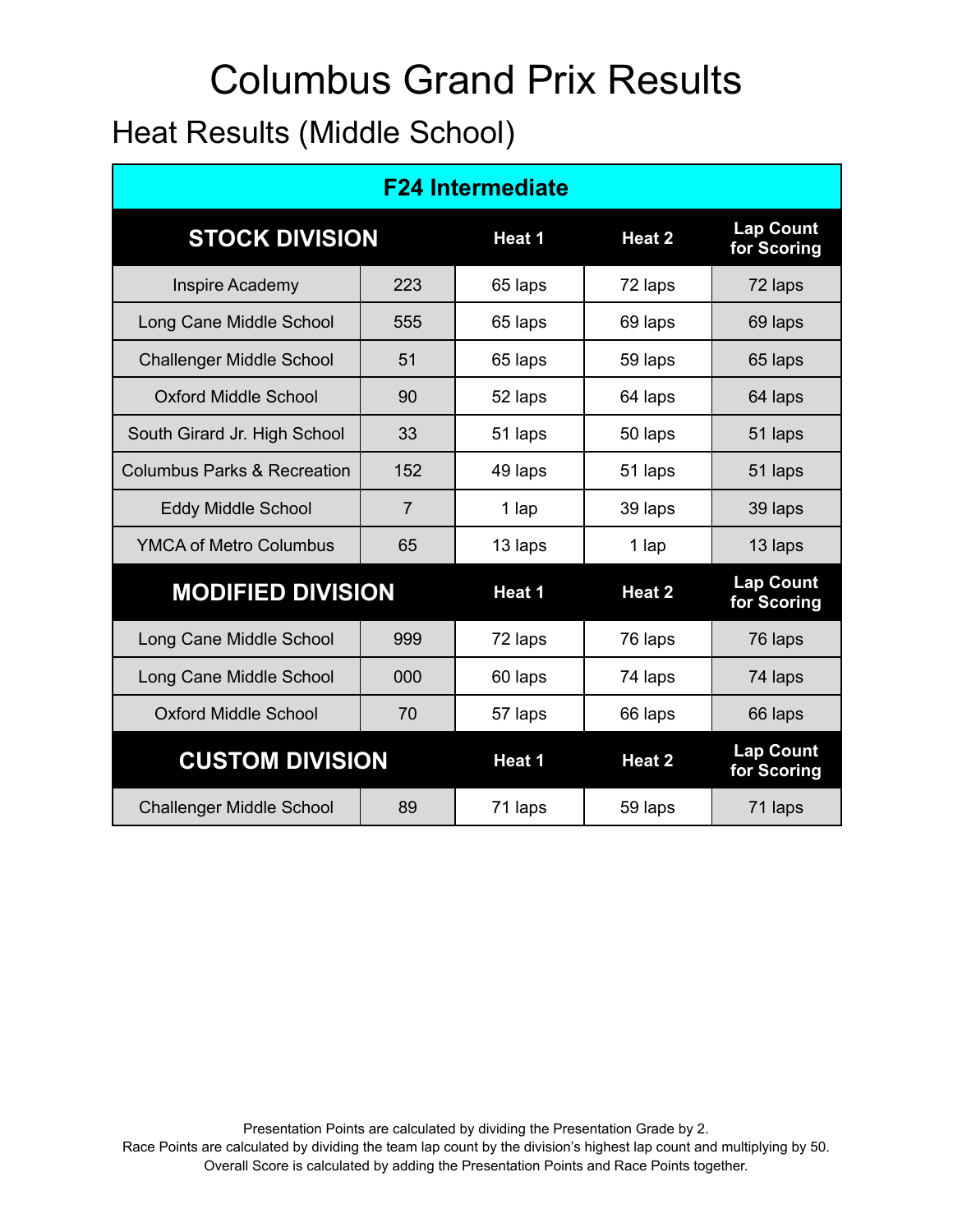# Columbus Grand Prix Results

## Heat Results (Middle School)

| F24 Intermediate | | | | |
|---|---|---|---|---|
| **STOCK DIVISION** | | **Heat 1** | **Heat 2** | **Lap Count for Scoring** |
| Inspire Academy | 223 | 65 laps | 72 laps | 72 laps |
| Long Cane Middle School | 555 | 65 laps | 69 laps | 69 laps |
| Challenger Middle School | 51 | 65 laps | 59 laps | 65 laps |
| Oxford Middle School | 90 | 52 laps | 64 laps | 64 laps |
| South Girard Jr. High School | 33 | 51 laps | 50 laps | 51 laps |
| Columbus Parks & Recreation | 152 | 49 laps | 51 laps | 51 laps |
| Eddy Middle School | 7 | 1 lap | 39 laps | 39 laps |
| YMCA of Metro Columbus | 65 | 13 laps | 1 lap | 13 laps |
| **MODIFIED DIVISION** | | **Heat 1** | **Heat 2** | **Lap Count for Scoring** |
| Long Cane Middle School | 999 | 72 laps | 76 laps | 76 laps |
| Long Cane Middle School | 000 | 60 laps | 74 laps | 74 laps |
| Oxford Middle School | 70 | 57 laps | 66 laps | 66 laps |
| **CUSTOM DIVISION** | | **Heat 1** | **Heat 2** | **Lap Count for Scoring** |
| Challenger Middle School | 89 | 71 laps | 59 laps | 71 laps |

Presentation Points are calculated by dividing the Presentation Grade by 2.
Race Points are calculated by dividing the team lap count by the division's highest lap count and multiplying by 50.
Overall Score is calculated by adding the Presentation Points and Race Points together.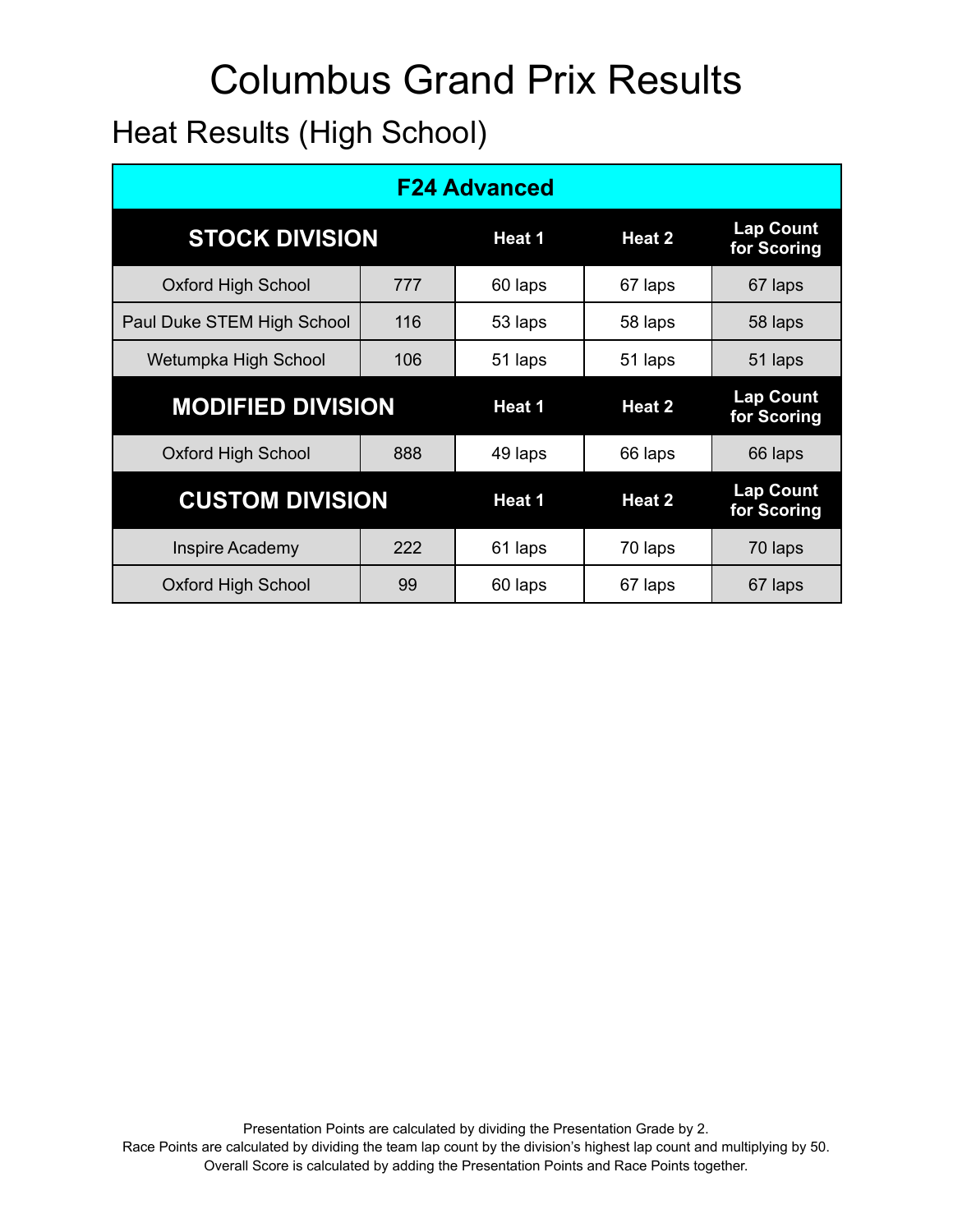# Columbus Grand Prix Results

## Heat Results (High School)

| F24 Advanced | | | | |
|---|---|---|---|---|
| **STOCK DIVISION** | | **Heat 1** | **Heat 2** | **Lap Count for Scoring** |
| Oxford High School | 777 | 60 laps | 67 laps | 67 laps |
| Paul Duke STEM High School | 116 | 53 laps | 58 laps | 58 laps |
| Wetumpka High School | 106 | 51 laps | 51 laps | 51 laps |
| **MODIFIED DIVISION** | | **Heat 1** | **Heat 2** | **Lap Count for Scoring** |
| Oxford High School | 888 | 49 laps | 66 laps | 66 laps |
| **CUSTOM DIVISION** | | **Heat 1** | **Heat 2** | **Lap Count for Scoring** |
| Inspire Academy | 222 | 61 laps | 70 laps | 70 laps |
| Oxford High School | 99 | 60 laps | 67 laps | 67 laps |

Presentation Points are calculated by dividing the Presentation Grade by 2.
Race Points are calculated by dividing the team lap count by the division's highest lap count and multiplying by 50.
Overall Score is calculated by adding the Presentation Points and Race Points together.